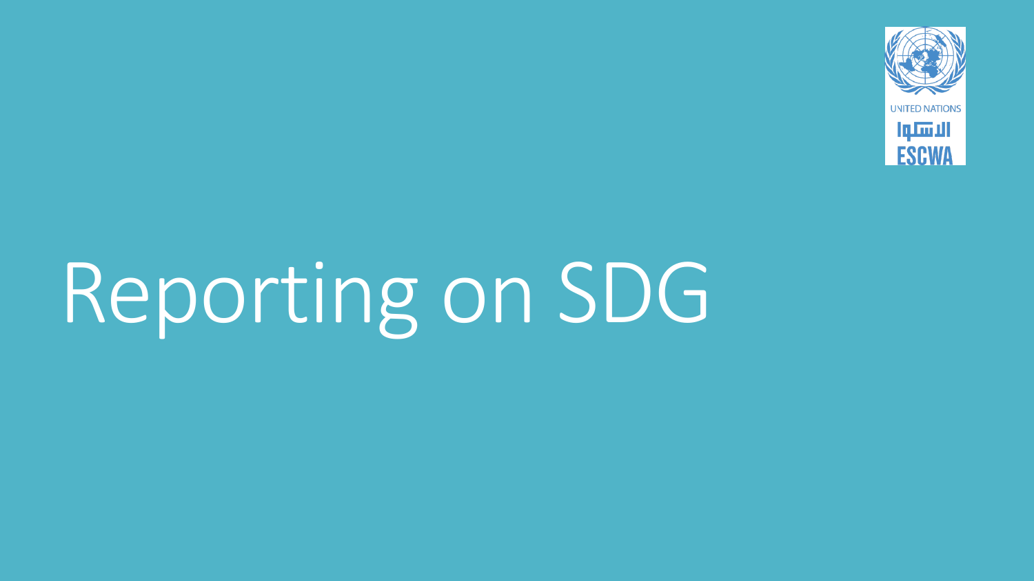# Reporting on SDG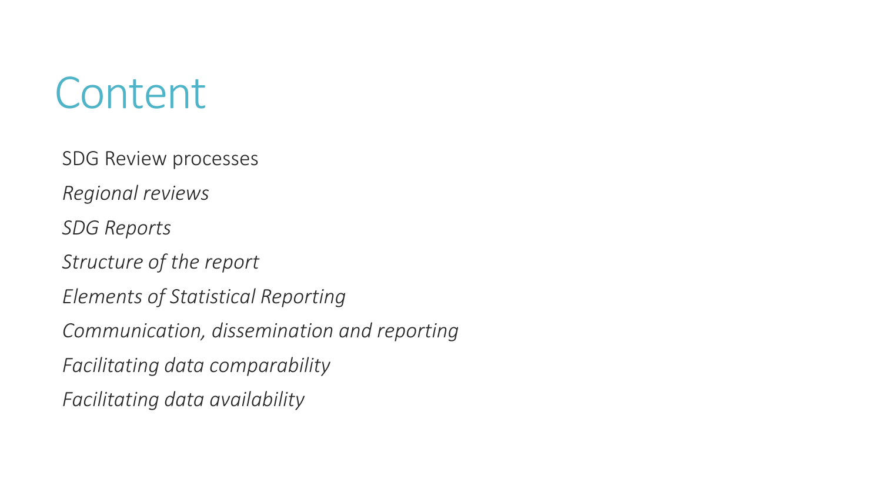# Content

SDG Review processes

*Regional reviews*

*SDG Reports*

*Structure of the report*

*Elements of Statistical Reporting*

*Communication, dissemination and reporting*

*Facilitating data comparability*

*Facilitating data availability*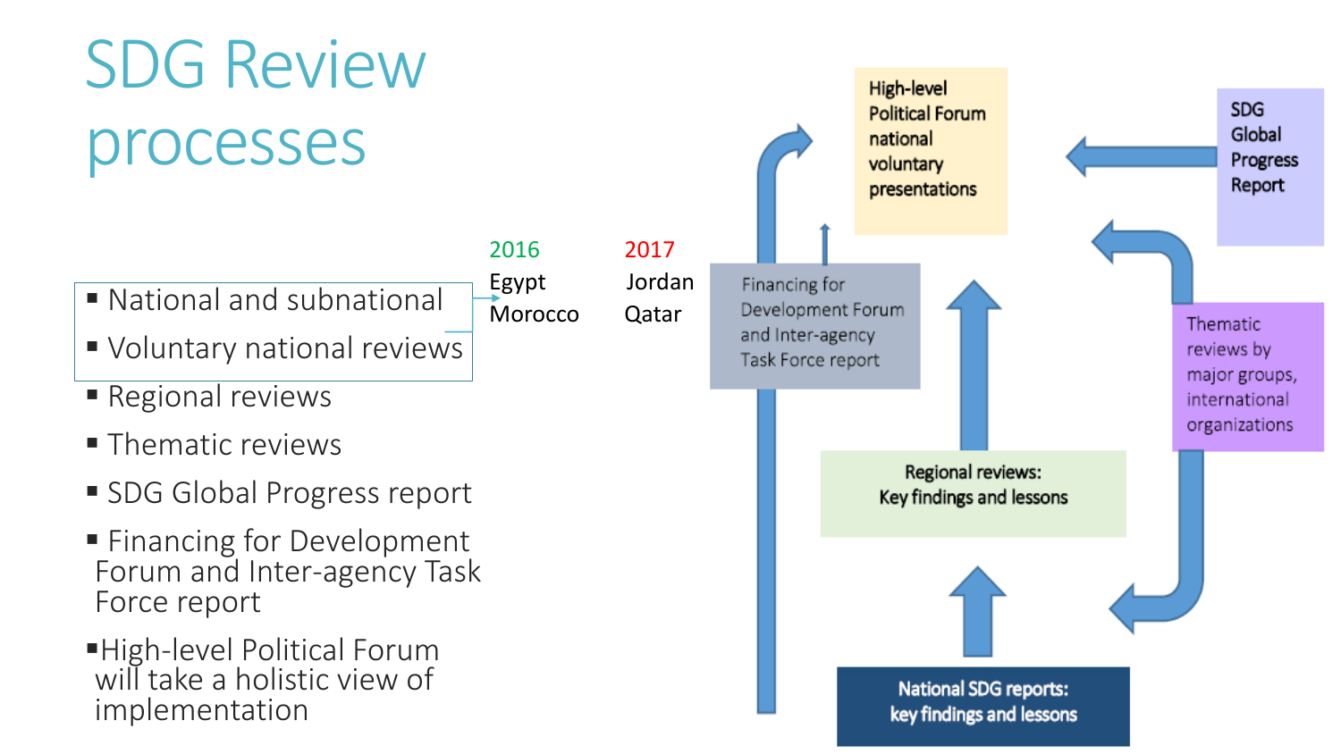# SDG Review processes

- National and subnational
- Voluntary national reviews
- Regional reviews
- Thematic reviews
- SDG Global Progress report
- Financing for Development Forum and Inter-agency Task Force report
- High-level Political Forum will take a holistic view of implementation

| 2016 | 2017 |
| --- | --- |
| Egypt | Jordan |
| Morocco | Qatar |

High-level Political Forum national voluntary presentations

SDG Global Progress Report

Financing for Development Forum and Inter-agency Task Force report

Thematic reviews by major groups, international organizations

Regional reviews: Key findings and lessons

National SDG reports: key findings and lessons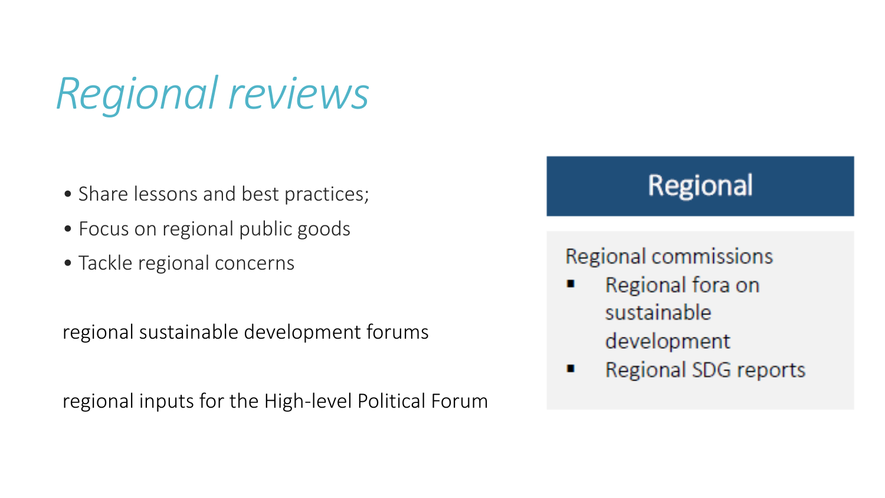# *Regional reviews*

- Share lessons and best practices;
- Focus on regional public goods
- Tackle regional concerns

regional sustainable development forums

regional inputs for the High-level Political Forum

## Regional

Regional commissions

- Regional fora on sustainable development
- Regional SDG reports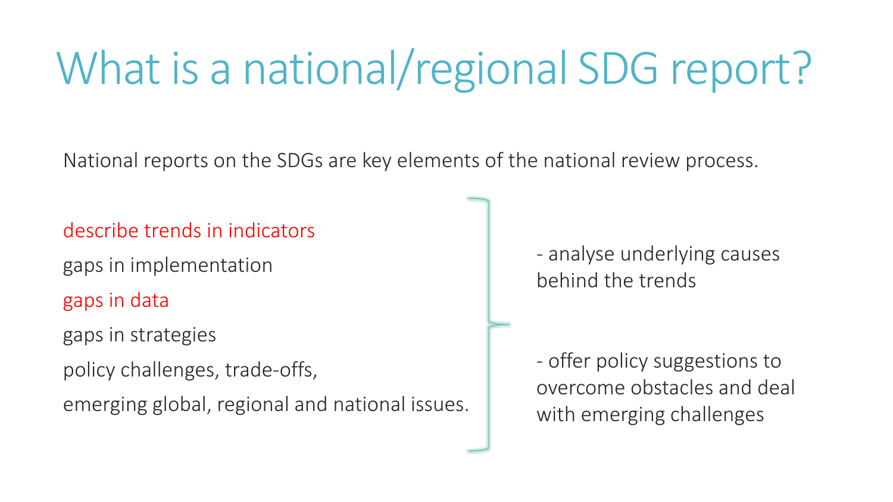# What is a national/regional SDG report?

National reports on the SDGs are key elements of the national review process.

- describe trends in indicators
- gaps in implementation
- gaps in data
- gaps in strategies
- policy challenges, trade-offs,
- emerging global, regional and national issues.

- analyse underlying causes behind the trends

- offer policy suggestions to overcome obstacles and deal with emerging challenges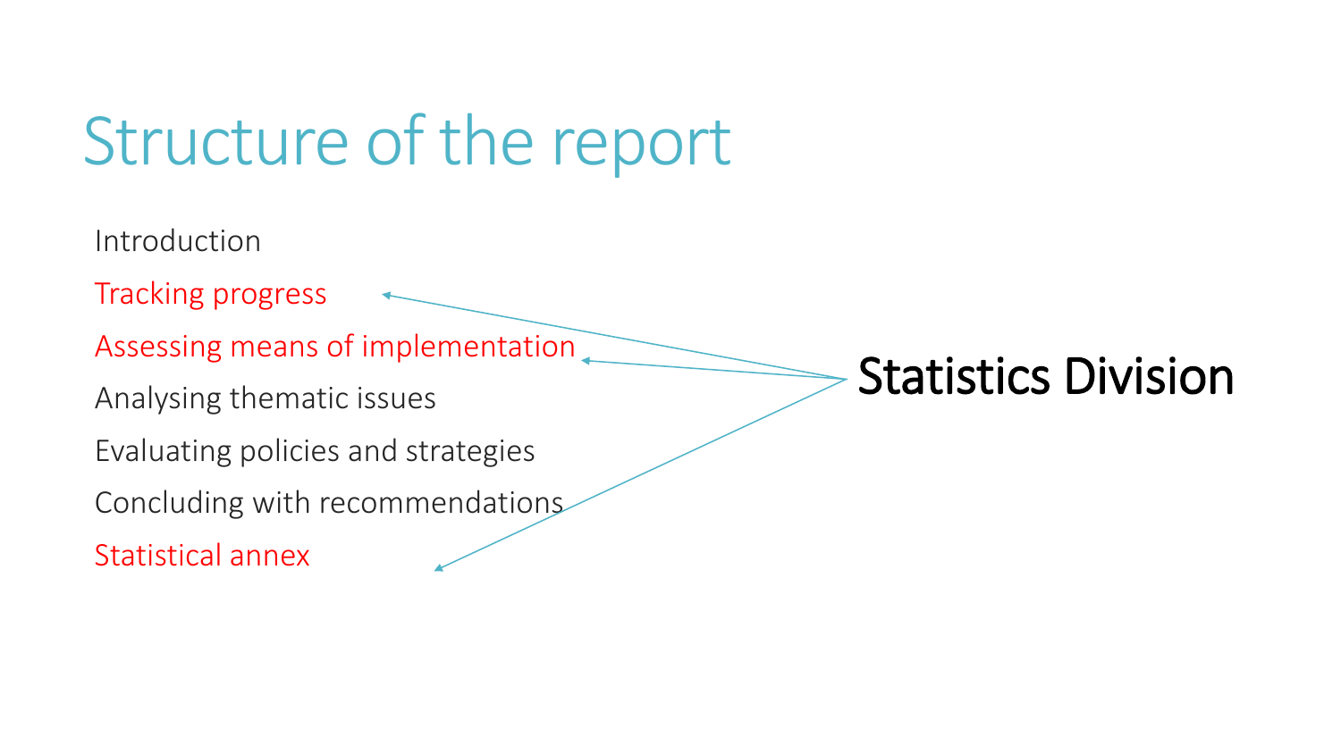# Structure of the report

- Introduction
- Tracking progress
- Assessing means of implementation
- Analysing thematic issues
- Evaluating policies and strategies
- Concluding with recommendations
- Statistical annex

Statistics Division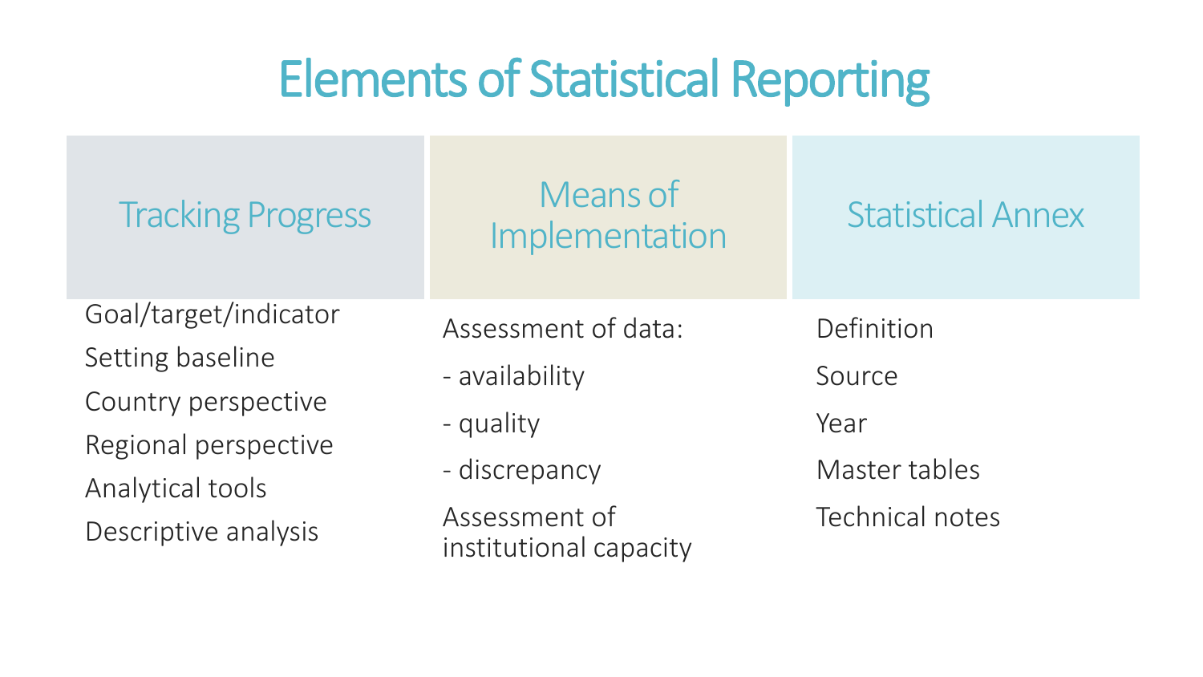# Elements of Statistical Reporting

| Tracking Progress | Means of Implementation | Statistical Annex |
| --- | --- | --- |
| Goal/target/indicator | Assessment of data: | Definition |
| Setting baseline | - availability | Source |
| Country perspective | - quality | Year |
| Regional perspective | - discrepancy | Master tables |
| Analytical tools | Assessment of institutional capacity | Technical notes |
| Descriptive analysis | | |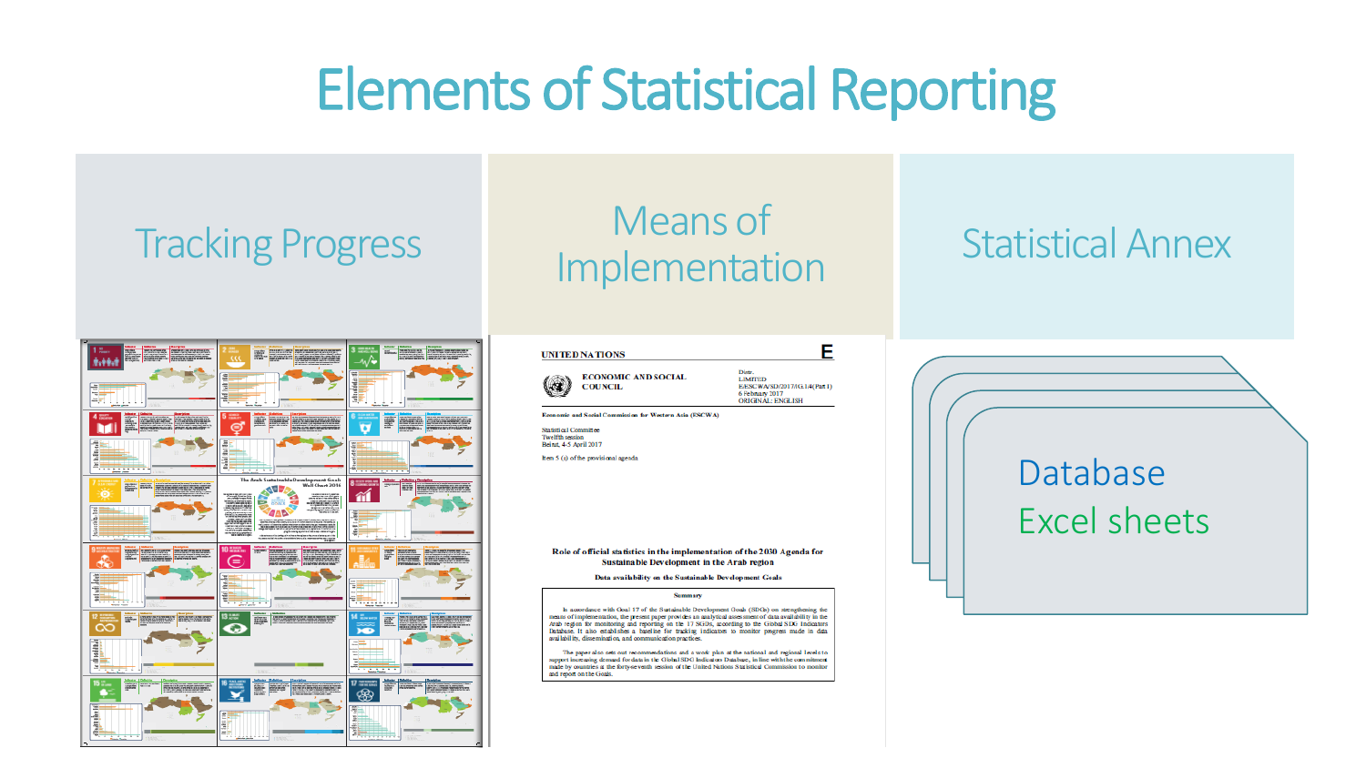# Elements of Statistical Reporting

## Tracking Progress

## Means of Implementation

UNITED NATIONS

E

ECONOMIC AND SOCIAL COUNCIL

Distr. LIMITED
E/ESCWA/SD/2017/IG.1/4(Part I)
6 February 2017
ORIGINAL: ENGLISH

Economic and Social Commission for Western Asia (ESCWA)

Statistical Committee
Twelfth session
Beirut, 4-5 April 2017

Item 5 (a) of the provisional agenda

**Role of official statistics in the implementation of the 2030 Agenda for Sustainable Development in the Arab region**

**Data availability on the Sustainable Development Goals**

**Summary**

In accordance with Goal 17 of the Sustainable Development Goals (SDGs) on strengthening the means of implementation, the present paper provides an analytical assessment of data availability in the Arab region for monitoring and reporting on the 17 SDGs, according to the Global SDG Indicators Database. It also establishes a baseline for tracking indicators to monitor progress made in data availability, dissemination, and communication practices.

The paper also sets out recommendations and a work plan at the national and regional levels to support increasing demand for data in the Global SDG Indicators Database, in line with the commitment made by countries at the forty-seventh session of the United Nations Statistical Commission to monitor and report on the Goals.

## Statistical Annex

- Database
- Excel sheets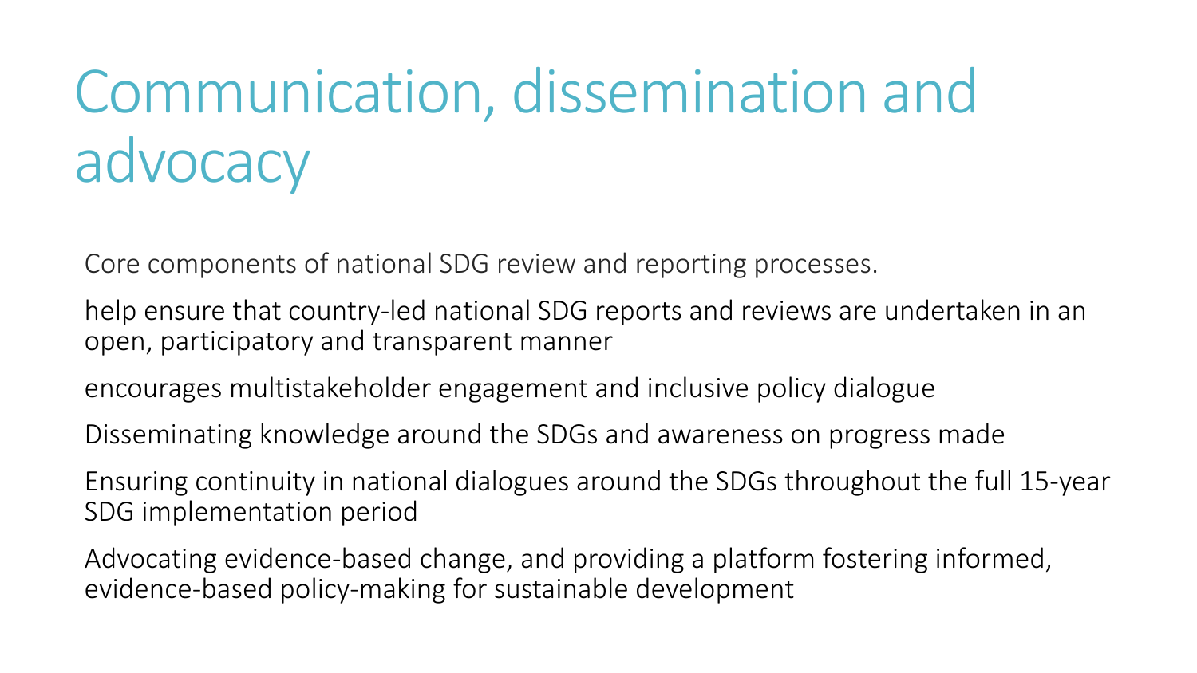# Communication, dissemination and advocacy

Core components of national SDG review and reporting processes.

help ensure that country-led national SDG reports and reviews are undertaken in an open, participatory and transparent manner

encourages multistakeholder engagement and inclusive policy dialogue

Disseminating knowledge around the SDGs and awareness on progress made

Ensuring continuity in national dialogues around the SDGs throughout the full 15-year SDG implementation period

Advocating evidence-based change, and providing a platform fostering informed, evidence-based policy-making for sustainable development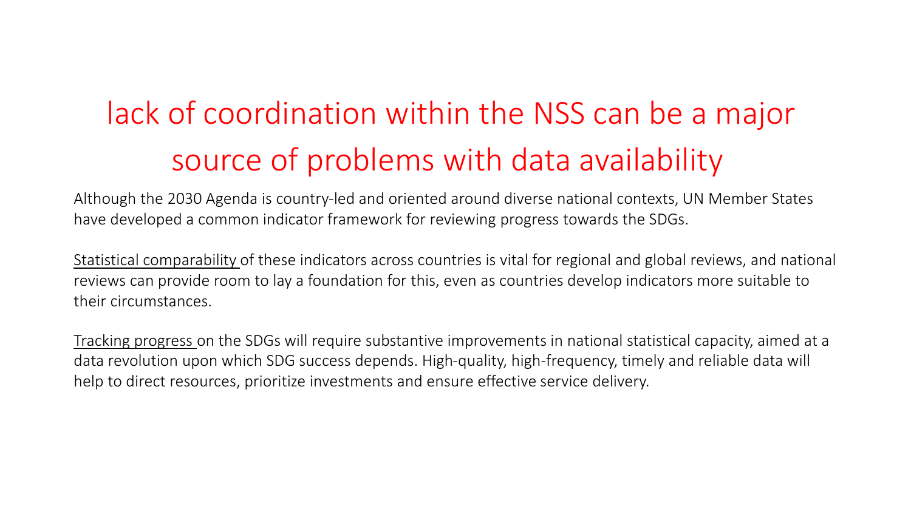# lack of coordination within the NSS can be a major source of problems with data availability

Although the 2030 Agenda is country-led and oriented around diverse national contexts, UN Member States have developed a common indicator framework for reviewing progress towards the SDGs.

<u>Statistical comparability</u> of these indicators across countries is vital for regional and global reviews, and national reviews can provide room to lay a foundation for this, even as countries develop indicators more suitable to their circumstances.

<u>Tracking progress</u> on the SDGs will require substantive improvements in national statistical capacity, aimed at a data revolution upon which SDG success depends. High-quality, high-frequency, timely and reliable data will help to direct resources, prioritize investments and ensure effective service delivery.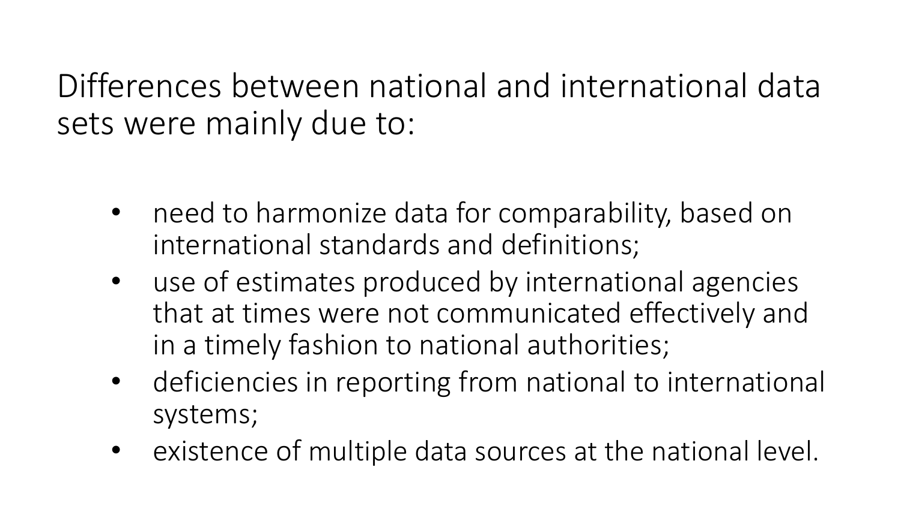## Differences between national and international data sets were mainly due to:

- need to harmonize data for comparability, based on international standards and definitions;
- use of estimates produced by international agencies that at times were not communicated effectively and in a timely fashion to national authorities;
- deficiencies in reporting from national to international systems;
- existence of multiple data sources at the national level.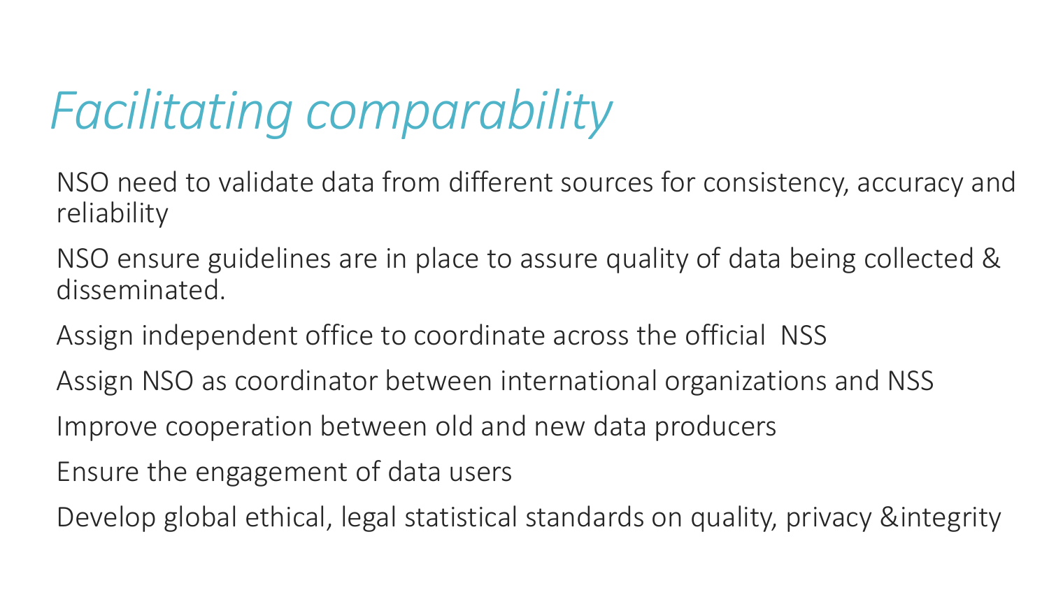# *Facilitating comparability*

NSO need to validate data from different sources for consistency, accuracy and reliability

NSO ensure guidelines are in place to assure quality of data being collected & disseminated.

Assign independent office to coordinate across the official NSS

Assign NSO as coordinator between international organizations and NSS

Improve cooperation between old and new data producers

Ensure the engagement of data users

Develop global ethical, legal statistical standards on quality, privacy &integrity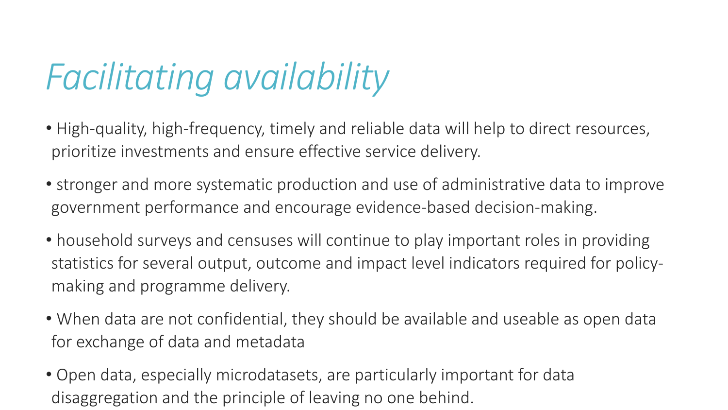# *Facilitating availability*

- High-quality, high-frequency, timely and reliable data will help to direct resources, prioritize investments and ensure effective service delivery.
- stronger and more systematic production and use of administrative data to improve government performance and encourage evidence-based decision-making.
- household surveys and censuses will continue to play important roles in providing statistics for several output, outcome and impact level indicators required for policy-making and programme delivery.
- When data are not confidential, they should be available and useable as open data for exchange of data and metadata
- Open data, especially microdatasets, are particularly important for data disaggregation and the principle of leaving no one behind.